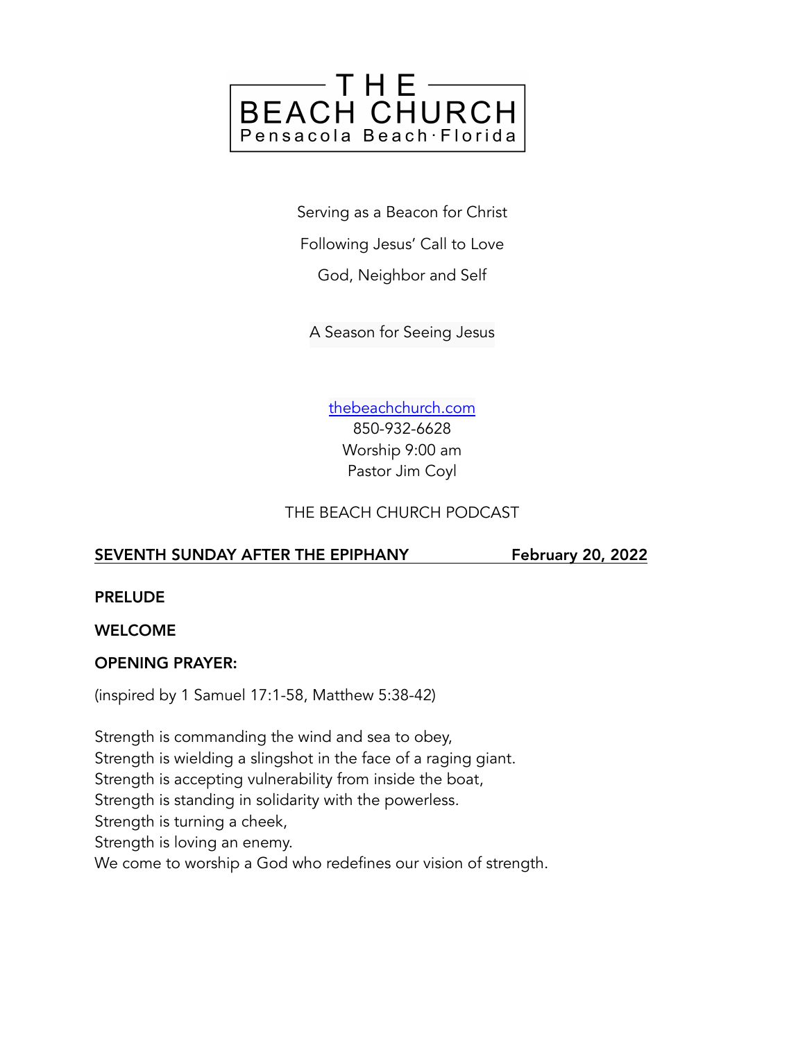# THE BEACH CHURCH

Pensacola Beach·Florida

Serving as a Beacon for Christ

Following Jesus' Call to Love

God, Neighbor and Self

A Season for Seeing Jesus

thebeachchurch.com
850-932-6628
Worship 9:00 am
Pastor Jim Coyl

THE BEACH CHURCH PODCAST

**SEVENTH SUNDAY AFTER THE EPIPHANY February 20, 2022**

**PRELUDE**

**WELCOME**

**OPENING PRAYER:**

(inspired by 1 Samuel 17:1-58, Matthew 5:38-42)

Strength is commanding the wind and sea to obey,
Strength is wielding a slingshot in the face of a raging giant.
Strength is accepting vulnerability from inside the boat,
Strength is standing in solidarity with the powerless.
Strength is turning a cheek,
Strength is loving an enemy.
We come to worship a God who redefines our vision of strength.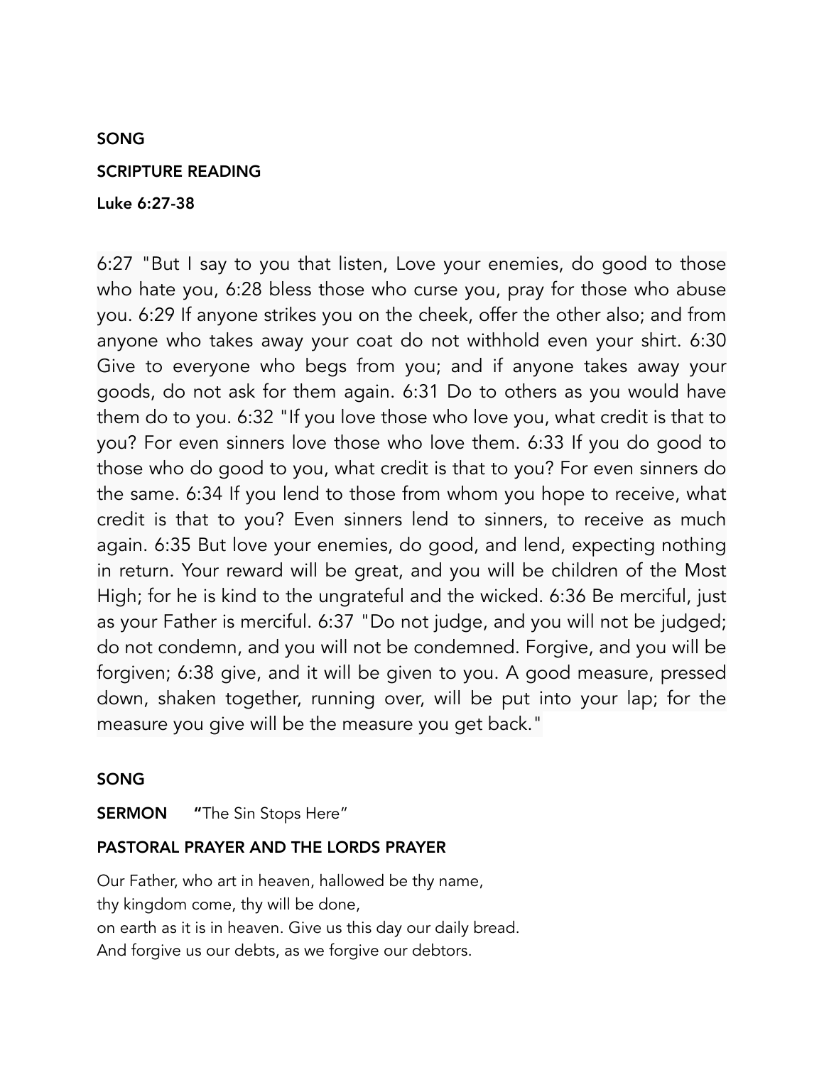**SONG**

**SCRIPTURE READING**

**Luke 6:27-38**

6:27 "But I say to you that listen, Love your enemies, do good to those who hate you, 6:28 bless those who curse you, pray for those who abuse you. 6:29 If anyone strikes you on the cheek, offer the other also; and from anyone who takes away your coat do not withhold even your shirt. 6:30 Give to everyone who begs from you; and if anyone takes away your goods, do not ask for them again. 6:31 Do to others as you would have them do to you. 6:32 "If you love those who love you, what credit is that to you? For even sinners love those who love them. 6:33 If you do good to those who do good to you, what credit is that to you? For even sinners do the same. 6:34 If you lend to those from whom you hope to receive, what credit is that to you? Even sinners lend to sinners, to receive as much again. 6:35 But love your enemies, do good, and lend, expecting nothing in return. Your reward will be great, and you will be children of the Most High; for he is kind to the ungrateful and the wicked. 6:36 Be merciful, just as your Father is merciful. 6:37 "Do not judge, and you will not be judged; do not condemn, and you will not be condemned. Forgive, and you will be forgiven; 6:38 give, and it will be given to you. A good measure, pressed down, shaken together, running over, will be put into your lap; for the measure you give will be the measure you get back."

**SONG**

**SERMON** **"**The Sin Stops Here"

**PASTORAL PRAYER AND THE LORDS PRAYER**

Our Father, who art in heaven, hallowed be thy name,
thy kingdom come, thy will be done,
on earth as it is in heaven. Give us this day our daily bread.
And forgive us our debts, as we forgive our debtors.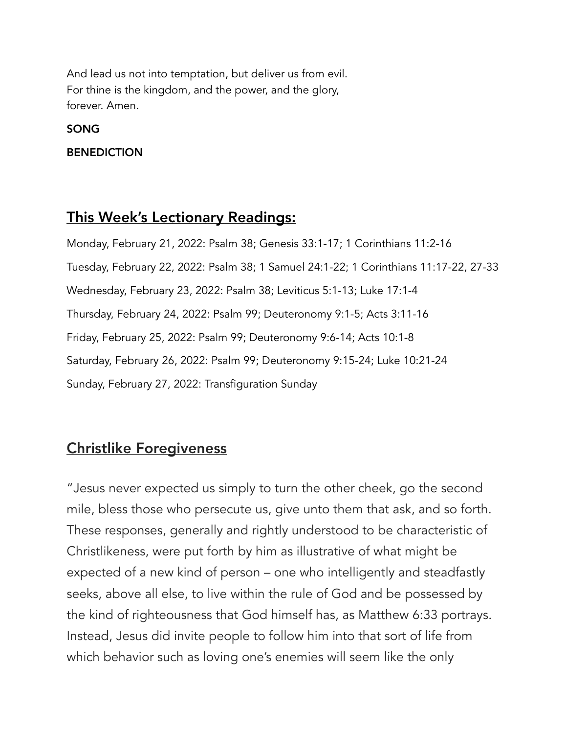And lead us not into temptation, but deliver us from evil.
For thine is the kingdom, and the power, and the glory,
forever. Amen.

**SONG**

**BENEDICTION**

## <u>This Week's Lectionary Readings:</u>

Monday, February 21, 2022: Psalm 38; Genesis 33:1-17; 1 Corinthians 11:2-16

Tuesday, February 22, 2022: Psalm 38; 1 Samuel 24:1-22; 1 Corinthians 11:17-22, 27-33

Wednesday, February 23, 2022: Psalm 38; Leviticus 5:1-13; Luke 17:1-4

Thursday, February 24, 2022: Psalm 99; Deuteronomy 9:1-5; Acts 3:11-16

Friday, February 25, 2022: Psalm 99; Deuteronomy 9:6-14; Acts 10:1-8

Saturday, February 26, 2022: Psalm 99; Deuteronomy 9:15-24; Luke 10:21-24

Sunday, February 27, 2022: Transfiguration Sunday

## <u>Christlike Foregiveness</u>

"Jesus never expected us simply to turn the other cheek, go the second mile, bless those who persecute us, give unto them that ask, and so forth. These responses, generally and rightly understood to be characteristic of Christlikeness, were put forth by him as illustrative of what might be expected of a new kind of person – one who intelligently and steadfastly seeks, above all else, to live within the rule of God and be possessed by the kind of righteousness that God himself has, as Matthew 6:33 portrays. Instead, Jesus did invite people to follow him into that sort of life from which behavior such as loving one's enemies will seem like the only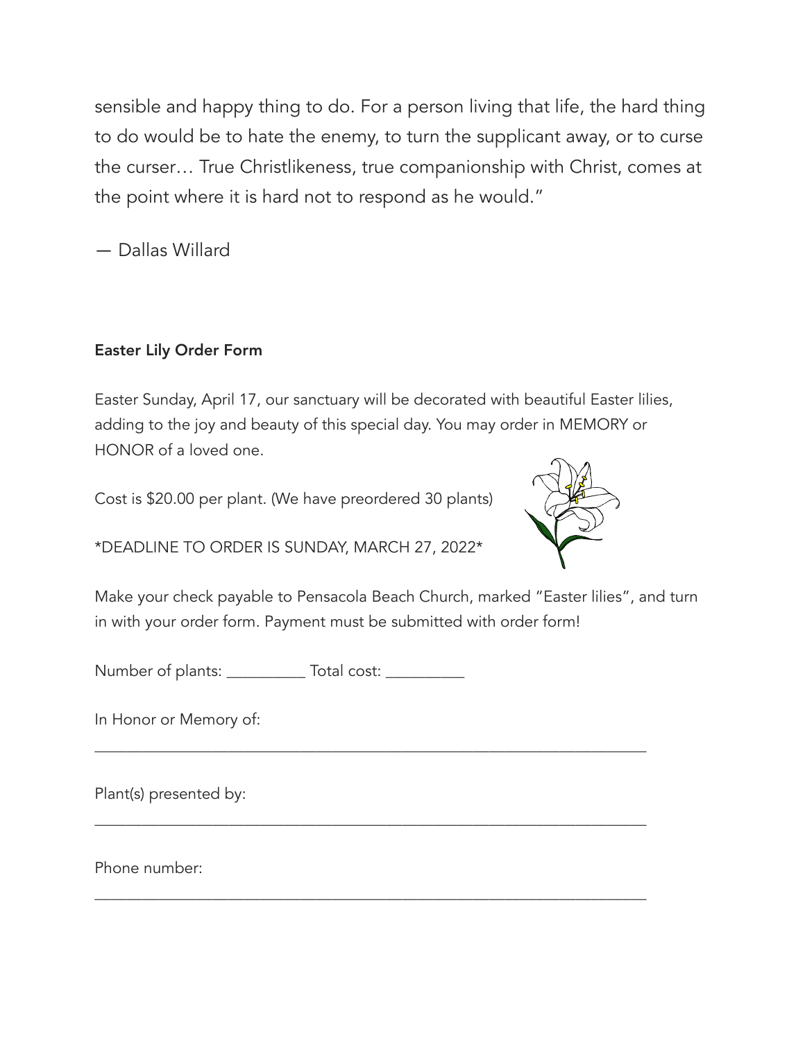sensible and happy thing to do. For a person living that life, the hard thing to do would be to hate the enemy, to turn the supplicant away, or to curse the curser… True Christlikeness, true companionship with Christ, comes at the point where it is hard not to respond as he would."

— Dallas Willard

**Easter Lily Order Form**

Easter Sunday, April 17, our sanctuary will be decorated with beautiful Easter lilies, adding to the joy and beauty of this special day. You may order in MEMORY or HONOR of a loved one.

Cost is $20.00 per plant. (We have preordered 30 plants)

*DEADLINE TO ORDER IS SUNDAY, MARCH 27, 2022*

Make your check payable to Pensacola Beach Church, marked "Easter lilies", and turn in with your order form. Payment must be submitted with order form!

Number of plants: __________ Total cost: __________

In Honor or Memory of:

______________________________________________________________________

Plant(s) presented by:

______________________________________________________________________

Phone number:

______________________________________________________________________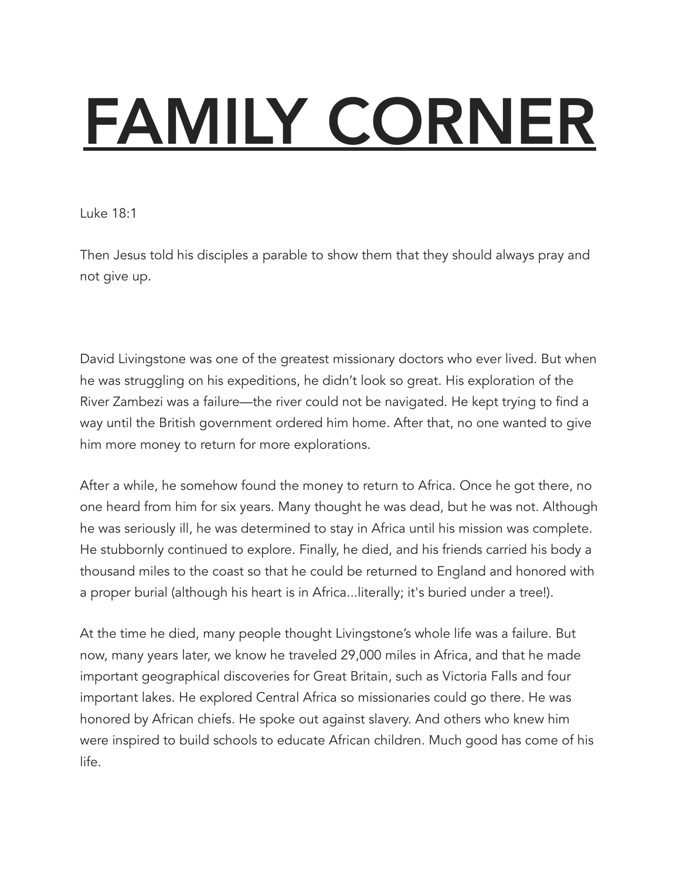# FAMILY CORNER

Luke 18:1

Then Jesus told his disciples a parable to show them that they should always pray and not give up.

David Livingstone was one of the greatest missionary doctors who ever lived. But when he was struggling on his expeditions, he didn't look so great. His exploration of the River Zambezi was a failure—the river could not be navigated. He kept trying to find a way until the British government ordered him home. After that, no one wanted to give him more money to return for more explorations.

After a while, he somehow found the money to return to Africa. Once he got there, no one heard from him for six years. Many thought he was dead, but he was not. Although he was seriously ill, he was determined to stay in Africa until his mission was complete. He stubbornly continued to explore. Finally, he died, and his friends carried his body a thousand miles to the coast so that he could be returned to England and honored with a proper burial (although his heart is in Africa...literally; it's buried under a tree!).

At the time he died, many people thought Livingstone's whole life was a failure. But now, many years later, we know he traveled 29,000 miles in Africa, and that he made important geographical discoveries for Great Britain, such as Victoria Falls and four important lakes. He explored Central Africa so missionaries could go there. He was honored by African chiefs. He spoke out against slavery. And others who knew him were inspired to build schools to educate African children. Much good has come of his life.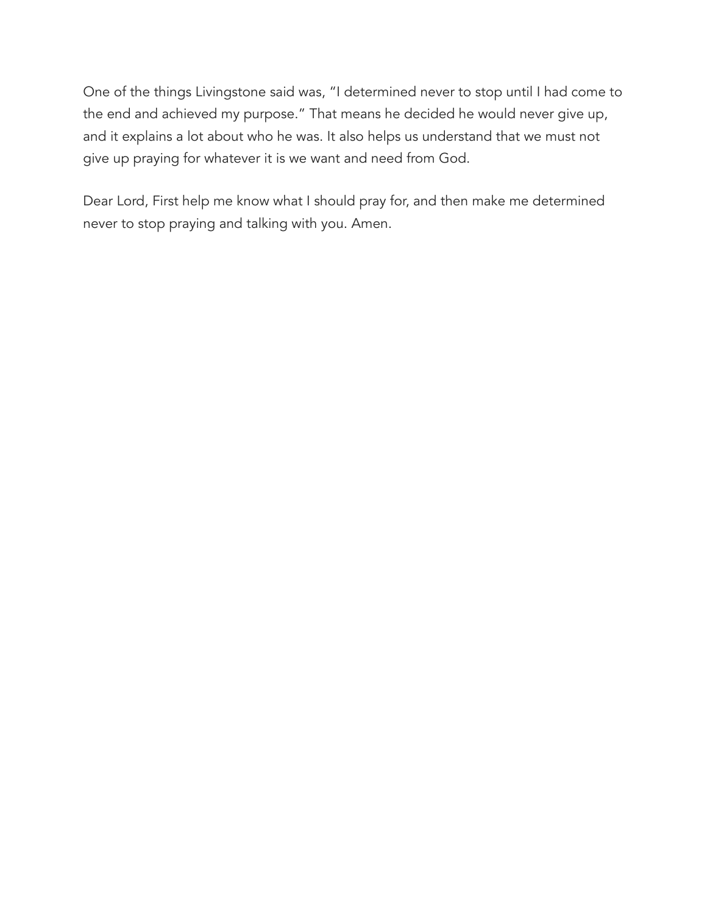One of the things Livingstone said was, "I determined never to stop until I had come to the end and achieved my purpose." That means he decided he would never give up, and it explains a lot about who he was. It also helps us understand that we must not give up praying for whatever it is we want and need from God.

Dear Lord, First help me know what I should pray for, and then make me determined never to stop praying and talking with you. Amen.